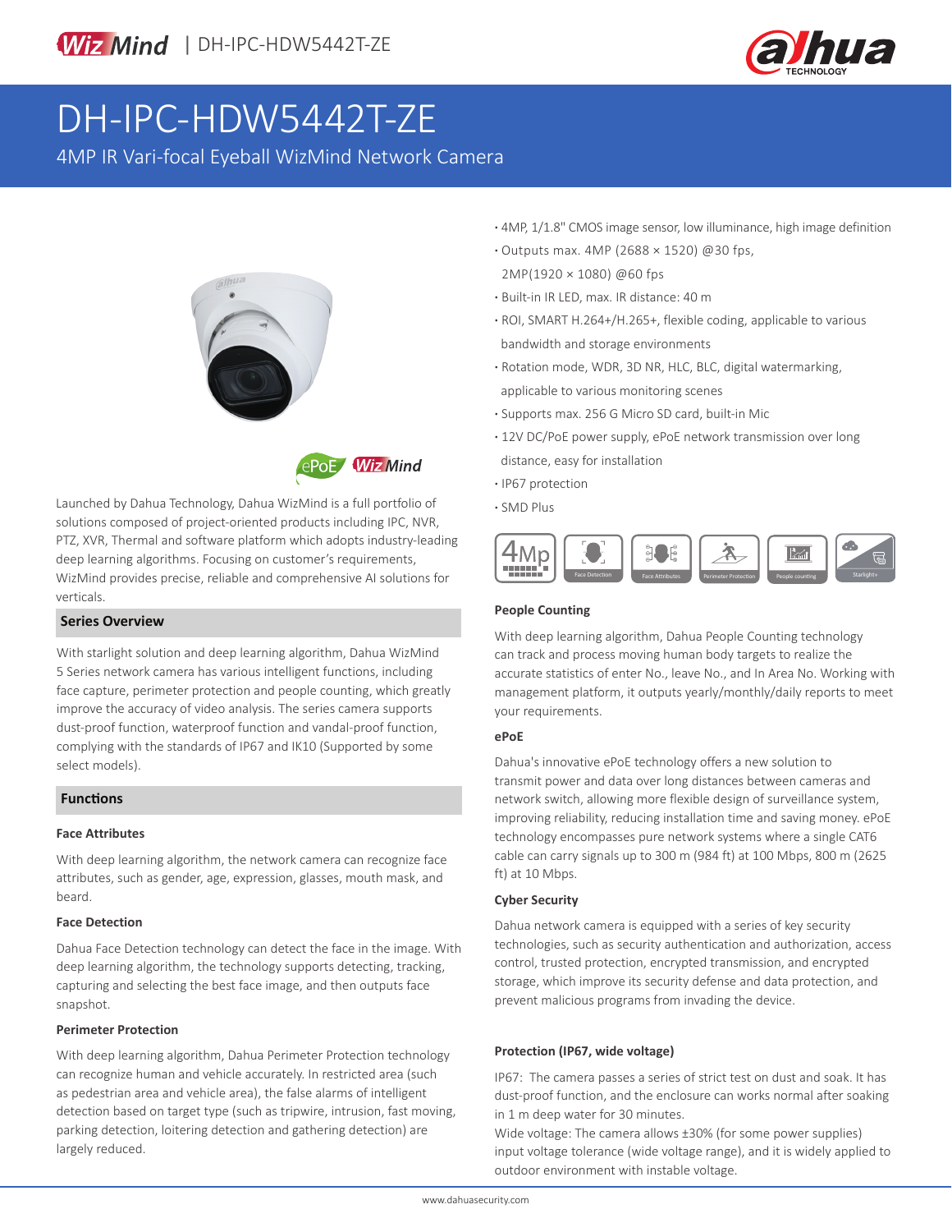# DH-IPC-HDW5442T-ZE

4MP IR Vari-focal Eyeball WizMind Network Camera

- 4MP, 1/1.8" CMOS image sensor, low illuminance, high image definition
- Outputs max. 4MP (2688 × 1520) @30 fps, 2MP(1920 × 1080) @60 fps
- Built-in IR LED, max. IR distance: 40 m
- ROI, SMART H.264+/H.265+, flexible coding, applicable to various bandwidth and storage environments
- Rotation mode, WDR, 3D NR, HLC, BLC, digital watermarking, applicable to various monitoring scenes
- Supports max. 256 G Micro SD card, built-in Mic
- 12V DC/PoE power supply, ePoE network transmission over long distance, easy for installation
- IP67 protection
- SMD Plus

Launched by Dahua Technology, Dahua WizMind is a full portfolio of solutions composed of project-oriented products including IPC, NVR, PTZ, XVR, Thermal and software platform which adopts industry-leading deep learning algorithms. Focusing on customer's requirements, WizMind provides precise, reliable and comprehensive AI solutions for verticals.

## Series Overview

With starlight solution and deep learning algorithm, Dahua WizMind 5 Series network camera has various intelligent functions, including face capture, perimeter protection and people counting, which greatly improve the accuracy of video analysis. The series camera supports dust-proof function, waterproof function and vandal-proof function, complying with the standards of IP67 and IK10 (Supported by some select models).

## Functions

### Face Attributes

With deep learning algorithm, the network camera can recognize face attributes, such as gender, age, expression, glasses, mouth mask, and beard.

### Face Detection

Dahua Face Detection technology can detect the face in the image. With deep learning algorithm, the technology supports detecting, tracking, capturing and selecting the best face image, and then outputs face snapshot.

### Perimeter Protection

With deep learning algorithm, Dahua Perimeter Protection technology can recognize human and vehicle accurately. In restricted area (such as pedestrian area and vehicle area), the false alarms of intelligent detection based on target type (such as tripwire, intrusion, fast moving, parking detection, loitering detection and gathering detection) are largely reduced.

### People Counting

With deep learning algorithm, Dahua People Counting technology can track and process moving human body targets to realize the accurate statistics of enter No., leave No., and In Area No. Working with management platform, it outputs yearly/monthly/daily reports to meet your requirements.

### ePoE

Dahua's innovative ePoE technology offers a new solution to transmit power and data over long distances between cameras and network switch, allowing more flexible design of surveillance system, improving reliability, reducing installation time and saving money. ePoE technology encompasses pure network systems where a single CAT6 cable can carry signals up to 300 m (984 ft) at 100 Mbps, 800 m (2625 ft) at 10 Mbps.

### Cyber Security

Dahua network camera is equipped with a series of key security technologies, such as security authentication and authorization, access control, trusted protection, encrypted transmission, and encrypted storage, which improve its security defense and data protection, and prevent malicious programs from invading the device.

### Protection (IP67, wide voltage)

IP67: The camera passes a series of strict test on dust and soak. It has dust-proof function, and the enclosure can works normal after soaking in 1 m deep water for 30 minutes.

Wide voltage: The camera allows ±30% (for some power supplies) input voltage tolerance (wide voltage range), and it is widely applied to outdoor environment with instable voltage.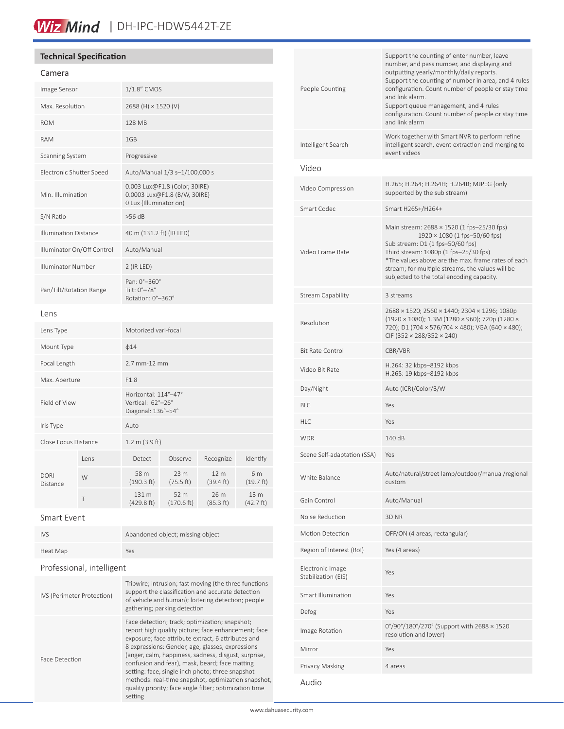## Technical Specification

### Camera

| | |
|---|---|
| Image Sensor | 1/1.8" CMOS |
| Max. Resolution | 2688 (H) × 1520 (V) |
| ROM | 128 MB |
| RAM | 1GB |
| Scanning System | Progressive |
| Electronic Shutter Speed | Auto/Manual 1/3 s–1/100,000 s |
| Min. Illumination | 0.003 Lux@F1.8 (Color, 30IRE)<br>0.0003 Lux@F1.8 (B/W, 30IRE)<br>0 Lux (Illuminator on) |
| S/N Ratio | >56 dB |
| Illumination Distance | 40 m (131.2 ft) (IR LED) |
| Illuminator On/Off Control | Auto/Manual |
| Illuminator Number | 2 (IR LED) |
| Pan/Tilt/Rotation Range | Pan: 0°–360°<br>Tilt: 0°–78°<br>Rotation: 0°–360° |

### Lens

| | |
|---|---|
| Lens Type | Motorized vari-focal |
| Mount Type | ϕ14 |
| Focal Length | 2.7 mm-12 mm |
| Max. Aperture | F1.8 |
| Field of View | Horizontal: 114°–47°<br>Vertical: 62°–26°<br>Diagonal: 136°–54° |
| Iris Type | Auto |
| Close Focus Distance | 1.2 m (3.9 ft) |

| DORI Distance | Lens | Detect | Observe | Recognize | Identify |
|---|---|---|---|---|---|
| | W | 58 m (190.3 ft) | 23 m (75.5 ft) | 12 m (39.4 ft) | 6 m (19.7 ft) |
| | T | 131 m (429.8 ft) | 52 m (170.6 ft) | 26 m (85.3 ft) | 13 m (42.7 ft) |

### Smart Event

| | |
|---|---|
| IVS | Abandoned object; missing object |
| Heat Map | Yes |

### Professional, intelligent

| | |
|---|---|
| IVS (Perimeter Protection) | Tripwire; intrusion; fast moving (the three functions support the classification and accurate detection of vehicle and human); loitering detection; people gathering; parking detection |
| Face Detection | Face detection; track; optimization; snapshot; report high quality picture; face enhancement; face exposure; face attribute extract, 6 attributes and 8 expressions: Gender, age, glasses, expressions (anger, calm, happiness, sadness, disgust, surprise, confusion and fear), mask, beard; face matting setting: face, single inch photo; three snapshot methods: real-time snapshot, optimization snapshot, quality priority; face angle filter; optimization time setting |
| People Counting | Support the counting of enter number, leave number, and pass number, and displaying and outputting yearly/monthly/daily reports.<br>Support the counting of number in area, and 4 rules configuration. Count number of people or stay time and link alarm.<br>Support queue management, and 4 rules configuration. Count number of people or stay time and link alarm |
| Intelligent Search | Work together with Smart NVR to perform refine intelligent search, event extraction and merging to event videos |

### Video

| | |
|---|---|
| Video Compression | H.265; H.264; H.264H; H.264B; MJPEG (only supported by the sub stream) |
| Smart Codec | Smart H265+/H264+ |
| Video Frame Rate | Main stream: 2688 × 1520 (1 fps–25/30 fps)<br>1920 × 1080 (1 fps–50/60 fps)<br>Sub stream: D1 (1 fps–50/60 fps)<br>Third stream: 1080p (1 fps–25/30 fps)<br>*The values above are the max. frame rates of each stream; for multiple streams, the values will be subjected to the total encoding capacity. |
| Stream Capability | 3 streams |
| Resolution | 2688 × 1520; 2560 × 1440; 2304 × 1296; 1080p (1920 × 1080); 1.3M (1280 × 960); 720p (1280 × 720); D1 (704 × 576/704 × 480); VGA (640 × 480); CIF (352 × 288/352 × 240) |
| Bit Rate Control | CBR/VBR |
| Video Bit Rate | H.264: 32 kbps–8192 kbps<br>H.265: 19 kbps–8192 kbps |
| Day/Night | Auto (ICR)/Color/B/W |
| BLC | Yes |
| HLC | Yes |
| WDR | 140 dB |
| Scene Self-adaptation (SSA) | Yes |
| White Balance | Auto/natural/street lamp/outdoor/manual/regional custom |
| Gain Control | Auto/Manual |
| Noise Reduction | 3D NR |
| Motion Detection | OFF/ON (4 areas, rectangular) |
| Region of Interest (RoI) | Yes (4 areas) |
| Electronic Image Stabilization (EIS) | Yes |
| Smart Illumination | Yes |
| Defog | Yes |
| Image Rotation | 0°/90°/180°/270° (Support with 2688 × 1520 resolution and lower) |
| Mirror | Yes |
| Privacy Masking | 4 areas |

### Audio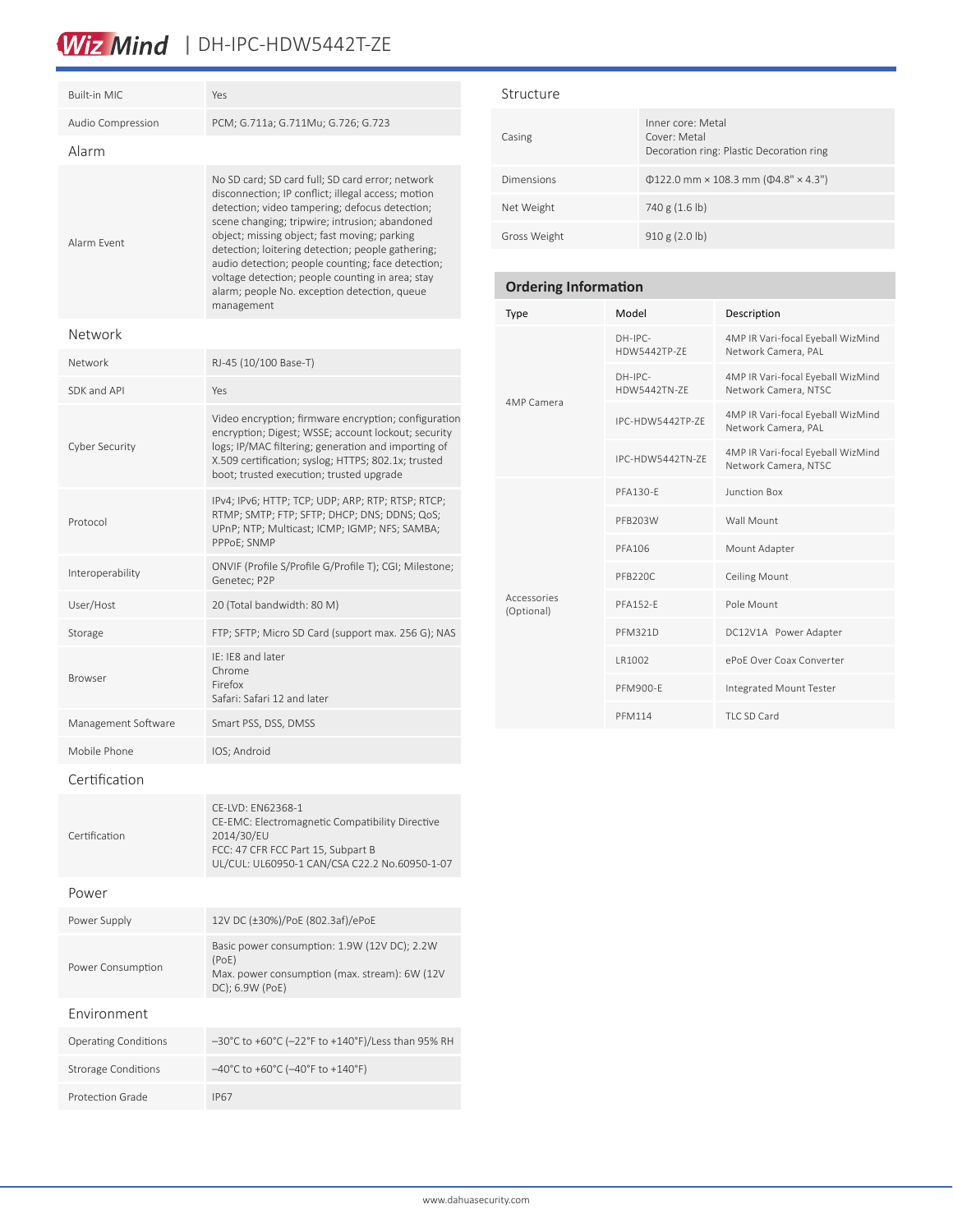| | |
|---|---|
| Built-in MIC | Yes |
| Audio Compression | PCM; G.711a; G.711Mu; G.726; G.723 |

## Alarm

| | |
|---|---|
| Alarm Event | No SD card; SD card full; SD card error; network disconnection; IP conflict; illegal access; motion detection; video tampering; defocus detection; scene changing; tripwire; intrusion; abandoned object; missing object; fast moving; parking detection; loitering detection; people gathering; audio detection; people counting; face detection; voltage detection; people counting in area; stay alarm; people No. exception detection, queue management |

## Network

| | |
|---|---|
| Network | RJ-45 (10/100 Base-T) |
| SDK and API | Yes |
| Cyber Security | Video encryption; firmware encryption; configuration encryption; Digest; WSSE; account lockout; security logs; IP/MAC filtering; generation and importing of X.509 certification; syslog; HTTPS; 802.1x; trusted boot; trusted execution; trusted upgrade |
| Protocol | IPv4; IPv6; HTTP; TCP; UDP; ARP; RTP; RTSP; RTCP; RTMP; SMTP; FTP; SFTP; DHCP; DNS; DDNS; QoS; UPnP; NTP; Multicast; ICMP; IGMP; NFS; SAMBA; PPPoE; SNMP |
| Interoperability | ONVIF (Profile S/Profile G/Profile T); CGI; Milestone; Genetec; P2P |
| User/Host | 20 (Total bandwidth: 80 M) |
| Storage | FTP; SFTP; Micro SD Card (support max. 256 G); NAS |
| Browser | IE: IE8 and later<br>Chrome<br>Firefox<br>Safari: Safari 12 and later |
| Management Software | Smart PSS, DSS, DMSS |
| Mobile Phone | IOS; Android |

## Certification

| | |
|---|---|
| Certification | CE-LVD: EN62368-1<br>CE-EMC: Electromagnetic Compatibility Directive 2014/30/EU<br>FCC: 47 CFR FCC Part 15, Subpart B<br>UL/CUL: UL60950-1 CAN/CSA C22.2 No.60950-1-07 |

## Power

| | |
|---|---|
| Power Supply | 12V DC (±30%)/PoE (802.3af)/ePoE |
| Power Consumption | Basic power consumption: 1.9W (12V DC); 2.2W (PoE)<br>Max. power consumption (max. stream): 6W (12V DC); 6.9W (PoE) |

## Environment

| | |
|---|---|
| Operating Conditions | –30°C to +60°C (–22°F to +140°F)/Less than 95% RH |
| Strorage Conditions | –40°C to +60°C (–40°F to +140°F) |
| Protection Grade | IP67 |

## Structure

| | |
|---|---|
| Casing | Inner core: Metal<br>Cover: Metal<br>Decoration ring: Plastic Decoration ring |
| Dimensions | Φ122.0 mm × 108.3 mm (Φ4.8" × 4.3") |
| Net Weight | 740 g (1.6 lb) |
| Gross Weight | 910 g (2.0 lb) |

## Ordering Information

| Type | Model | Description |
|---|---|---|
| 4MP Camera | DH-IPC-HDW5442TP-ZE | 4MP IR Vari-focal Eyeball WizMind Network Camera, PAL |
| | DH-IPC-HDW5442TN-ZE | 4MP IR Vari-focal Eyeball WizMind Network Camera, NTSC |
| | IPC-HDW5442TP-ZE | 4MP IR Vari-focal Eyeball WizMind Network Camera, PAL |
| | IPC-HDW5442TN-ZE | 4MP IR Vari-focal Eyeball WizMind Network Camera, NTSC |
| Accessories (Optional) | PFA130-E | Junction Box |
| | PFB203W | Wall Mount |
| | PFA106 | Mount Adapter |
| | PFB220C | Ceiling Mount |
| | PFA152-E | Pole Mount |
| | PFM321D | DC12V1A Power Adapter |
| | LR1002 | ePoE Over Coax Converter |
| | PFM900-E | Integrated Mount Tester |
| | PFM114 | TLC SD Card |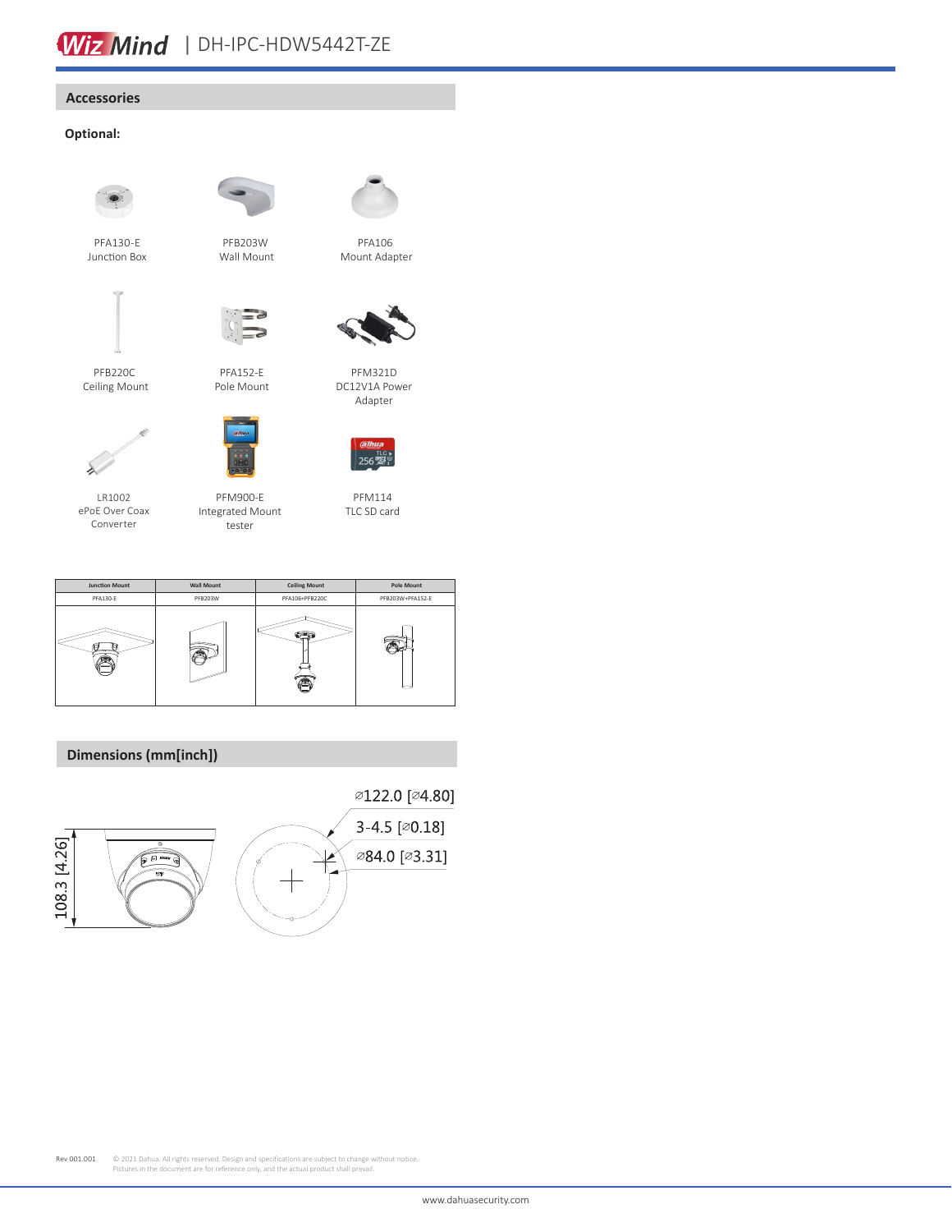## Accessories

**Optional:**

PFA130-E
Junction Box

PFB203W
Wall Mount

PFA106
Mount Adapter

PFB220C
Ceiling Mount

PFA152-E
Pole Mount

PFM321D
DC12V1A Power
Adapter

LR1002
ePoE Over Coax
Converter

PFM900-E
Integrated Mount
tester

PFM114
TLC SD card

| Junction Mount | Wall Mount | Ceiling Mount | Pole Mount |
|---|---|---|---|
| PFA130-E | PFB203W | PFA106+PFB220C | PFB203W+PFA152-E |

## Dimensions (mm[inch])

⌀122.0 [⌀4.80]

3-4.5 [⌀0.18]

⌀84.0 [⌀3.31]

108.3 [4.26]

Rev 001.001 © 2021 Dahua. All rights reserved. Design and specifications are subject to change without notice.
Pictures in the document are for reference only, and the actual product shall prevail.

www.dahuasecurity.com